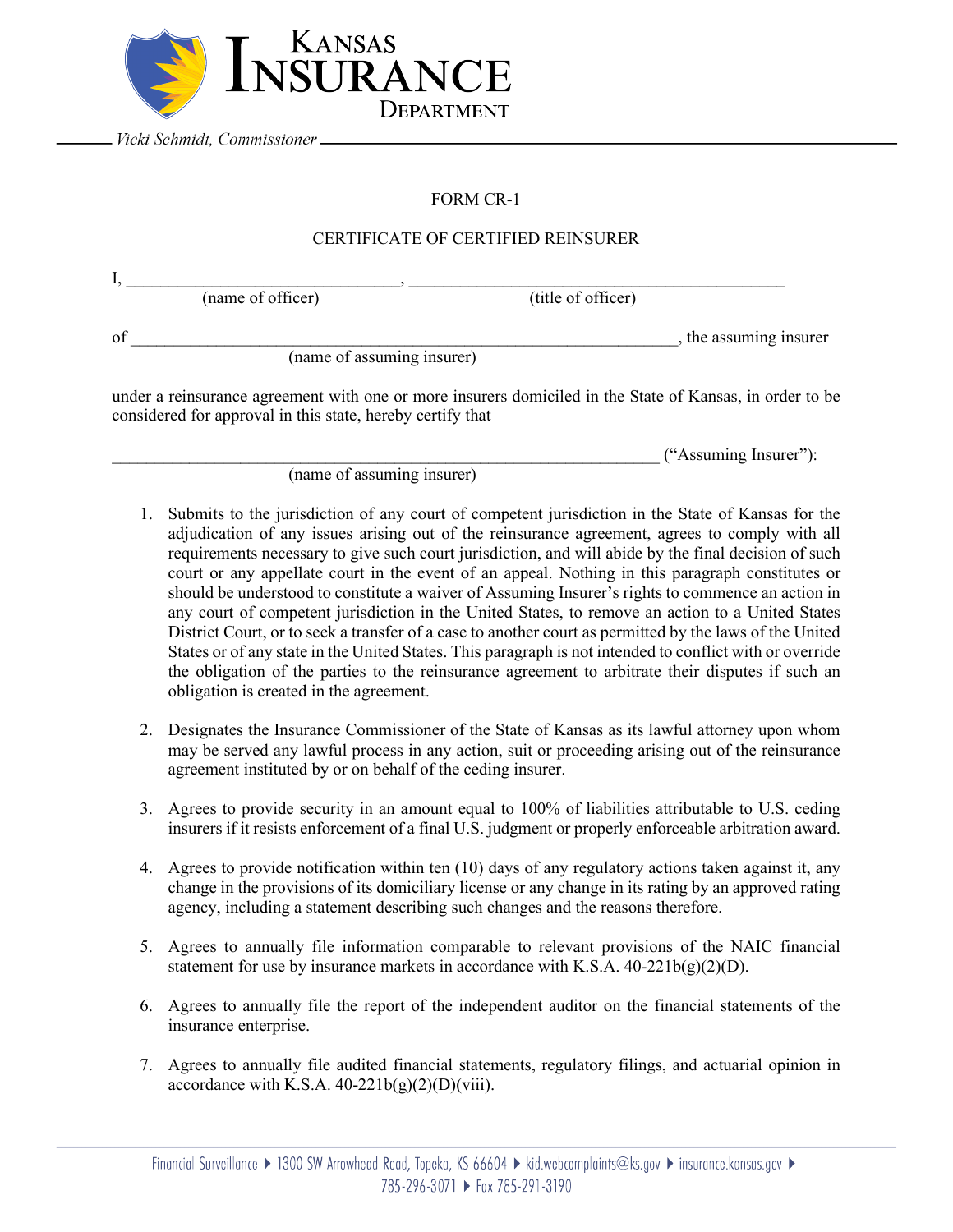Kansas Insurance Department

Vicki Schmidt, Commissioner

FORM CR-1

CERTIFICATE OF CERTIFIED REINSURER

I, ________________________________, ______________________________________________
(name of officer) (title of officer)

of ________________________________________________________________, the assuming insurer
(name of assuming insurer)

under a reinsurance agreement with one or more insurers domiciled in the State of Kansas, in order to be considered for approval in this state, hereby certify that

________________________________________________________________ ("Assuming Insurer"):
(name of assuming insurer)

1. Submits to the jurisdiction of any court of competent jurisdiction in the State of Kansas for the adjudication of any issues arising out of the reinsurance agreement, agrees to comply with all requirements necessary to give such court jurisdiction, and will abide by the final decision of such court or any appellate court in the event of an appeal. Nothing in this paragraph constitutes or should be understood to constitute a waiver of Assuming Insurer's rights to commence an action in any court of competent jurisdiction in the United States, to remove an action to a United States District Court, or to seek a transfer of a case to another court as permitted by the laws of the United States or of any state in the United States. This paragraph is not intended to conflict with or override the obligation of the parties to the reinsurance agreement to arbitrate their disputes if such an obligation is created in the agreement.

2. Designates the Insurance Commissioner of the State of Kansas as its lawful attorney upon whom may be served any lawful process in any action, suit or proceeding arising out of the reinsurance agreement instituted by or on behalf of the ceding insurer.

3. Agrees to provide security in an amount equal to 100% of liabilities attributable to U.S. ceding insurers if it resists enforcement of a final U.S. judgment or properly enforceable arbitration award.

4. Agrees to provide notification within ten (10) days of any regulatory actions taken against it, any change in the provisions of its domiciliary license or any change in its rating by an approved rating agency, including a statement describing such changes and the reasons therefore.

5. Agrees to annually file information comparable to relevant provisions of the NAIC financial statement for use by insurance markets in accordance with K.S.A. 40-221b(g)(2)(D).

6. Agrees to annually file the report of the independent auditor on the financial statements of the insurance enterprise.

7. Agrees to annually file audited financial statements, regulatory filings, and actuarial opinion in accordance with K.S.A. 40-221b(g)(2)(D)(viii).

Financial Surveillance ▶ 1300 SW Arrowhead Road, Topeka, KS 66604 ▶ kid.webcomplaints@ks.gov ▶ insurance.kansas.gov ▶ 785-296-3071 ▶ Fax 785-291-3190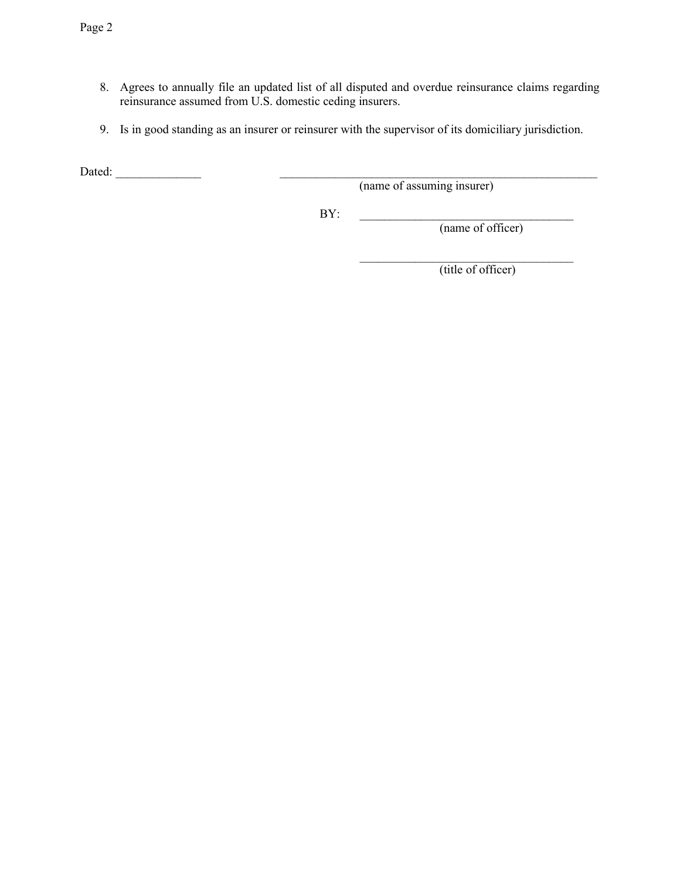8. Agrees to annually file an updated list of all disputed and overdue reinsurance claims regarding reinsurance assumed from U.S. domestic ceding insurers.

9. Is in good standing as an insurer or reinsurer with the supervisor of its domiciliary jurisdiction.

Dated: ______________

_______________________________________________________
(name of assuming insurer)

BY: ____________________________________
(name of officer)

____________________________________
(title of officer)